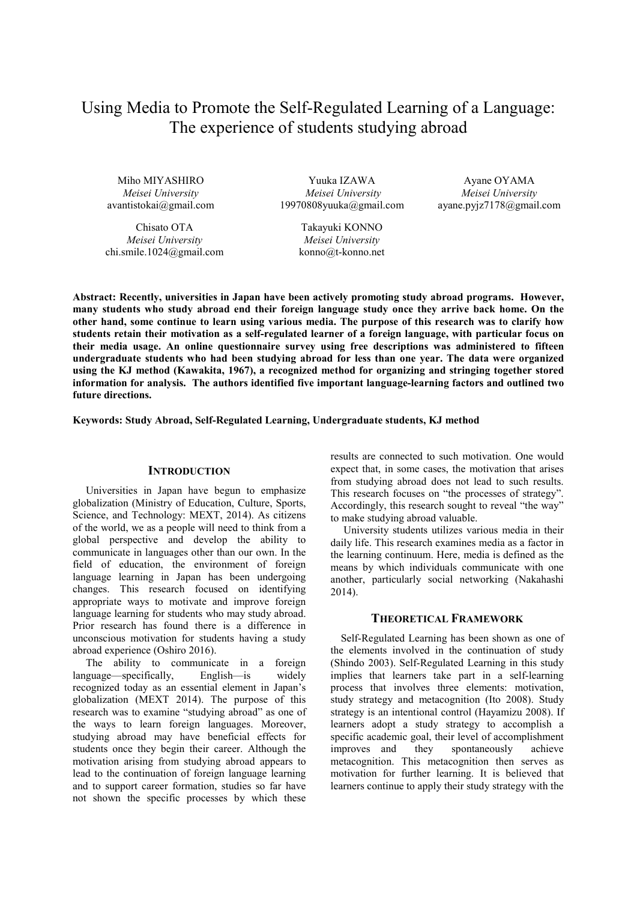# Using Media to Promote the Self-Regulated Learning of a Language: The experience of students studying abroad

Miho MIYASHIRO
*Meisei University*
avantistokai@gmail.com

Yuuka IZAWA
*Meisei University*
19970808yuuka@gmail.com

Ayane OYAMA
*Meisei University*
ayane.pyjz7178@gmail.com

Chisato OTA
*Meisei University*
chi.smile.1024@gmail.com

Takayuki KONNO
*Meisei University*
konno@t-konno.net

**Abstract: Recently, universities in Japan have been actively promoting study abroad programs. However, many students who study abroad end their foreign language study once they arrive back home. On the other hand, some continue to learn using various media. The purpose of this research was to clarify how students retain their motivation as a self-regulated learner of a foreign language, with particular focus on their media usage. An online questionnaire survey using free descriptions was administered to fifteen undergraduate students who had been studying abroad for less than one year. The data were organized using the KJ method (Kawakita, 1967), a recognized method for organizing and stringing together stored information for analysis. The authors identified five important language-learning factors and outlined two future directions.**

**Keywords: Study Abroad, Self-Regulated Learning, Undergraduate students, KJ method**

## INTRODUCTION

Universities in Japan have begun to emphasize globalization (Ministry of Education, Culture, Sports, Science, and Technology: MEXT, 2014). As citizens of the world, we as a people will need to think from a global perspective and develop the ability to communicate in languages other than our own. In the field of education, the environment of foreign language learning in Japan has been undergoing changes. This research focused on identifying appropriate ways to motivate and improve foreign language learning for students who may study abroad. Prior research has found there is a difference in unconscious motivation for students having a study abroad experience (Oshiro 2016).

The ability to communicate in a foreign language—specifically, English—is widely recognized today as an essential element in Japan's globalization (MEXT 2014). The purpose of this research was to examine "studying abroad" as one of the ways to learn foreign languages. Moreover, studying abroad may have beneficial effects for students once they begin their career. Although the motivation arising from studying abroad appears to lead to the continuation of foreign language learning and to support career formation, studies so far have not shown the specific processes by which these results are connected to such motivation. One would expect that, in some cases, the motivation that arises from studying abroad does not lead to such results. This research focuses on "the processes of strategy". Accordingly, this research sought to reveal "the way" to make studying abroad valuable.

University students utilizes various media in their daily life. This research examines media as a factor in the learning continuum. Here, media is defined as the means by which individuals communicate with one another, particularly social networking (Nakahashi 2014).

## THEORETICAL FRAMEWORK

Self-Regulated Learning has been shown as one of the elements involved in the continuation of study (Shindo 2003). Self-Regulated Learning in this study implies that learners take part in a self-learning process that involves three elements: motivation, study strategy and metacognition (Ito 2008). Study strategy is an intentional control (Hayamizu 2008). If learners adopt a study strategy to accomplish a specific academic goal, their level of accomplishment improves and they spontaneously achieve metacognition. This metacognition then serves as motivation for further learning. It is believed that learners continue to apply their study strategy with the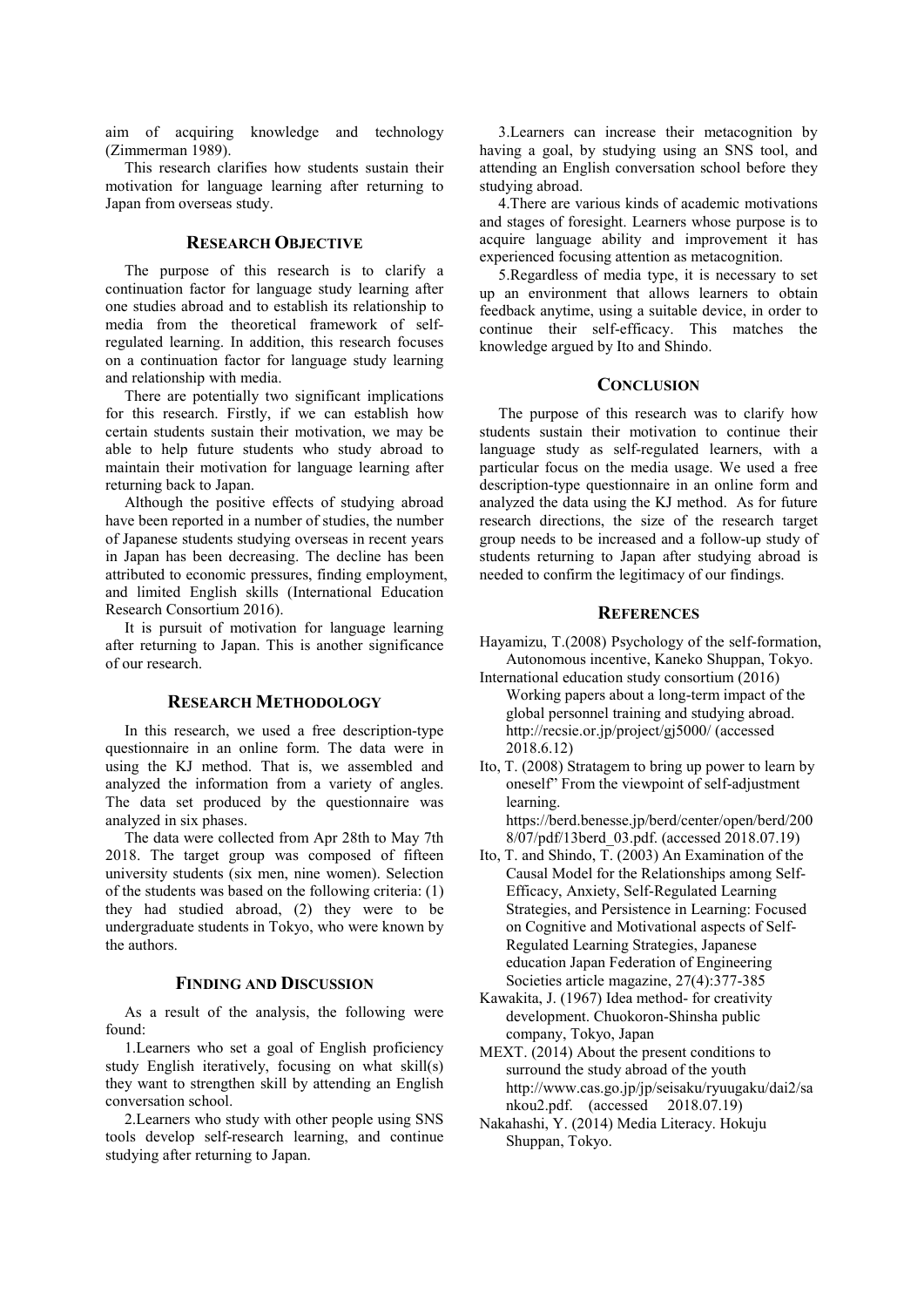aim of acquiring knowledge and technology (Zimmerman 1989).

This research clarifies how students sustain their motivation for language learning after returning to Japan from overseas study.

## RESEARCH OBJECTIVE

The purpose of this research is to clarify a continuation factor for language study learning after one studies abroad and to establish its relationship to media from the theoretical framework of self-regulated learning. In addition, this research focuses on a continuation factor for language study learning and relationship with media.

There are potentially two significant implications for this research. Firstly, if we can establish how certain students sustain their motivation, we may be able to help future students who study abroad to maintain their motivation for language learning after returning back to Japan.

Although the positive effects of studying abroad have been reported in a number of studies, the number of Japanese students studying overseas in recent years in Japan has been decreasing. The decline has been attributed to economic pressures, finding employment, and limited English skills (International Education Research Consortium 2016).

It is pursuit of motivation for language learning after returning to Japan. This is another significance of our research.

## RESEARCH METHODOLOGY

In this research, we used a free description-type questionnaire in an online form. The data were in using the KJ method. That is, we assembled and analyzed the information from a variety of angles. The data set produced by the questionnaire was analyzed in six phases.

The data were collected from Apr 28th to May 7th 2018. The target group was composed of fifteen university students (six men, nine women). Selection of the students was based on the following criteria: (1) they had studied abroad, (2) they were to be undergraduate students in Tokyo, who were known by the authors.

## FINDING AND DISCUSSION

As a result of the analysis, the following were found:

1.Learners who set a goal of English proficiency study English iteratively, focusing on what skill(s) they want to strengthen skill by attending an English conversation school.

2.Learners who study with other people using SNS tools develop self-research learning, and continue studying after returning to Japan.

3.Learners can increase their metacognition by having a goal, by studying using an SNS tool, and attending an English conversation school before they studying abroad.

4.There are various kinds of academic motivations and stages of foresight. Learners whose purpose is to acquire language ability and improvement it has experienced focusing attention as metacognition.

5.Regardless of media type, it is necessary to set up an environment that allows learners to obtain feedback anytime, using a suitable device, in order to continue their self-efficacy. This matches the knowledge argued by Ito and Shindo.

## CONCLUSION

The purpose of this research was to clarify how students sustain their motivation to continue their language study as self-regulated learners, with a particular focus on the media usage. We used a free description-type questionnaire in an online form and analyzed the data using the KJ method. As for future research directions, the size of the research target group needs to be increased and a follow-up study of students returning to Japan after studying abroad is needed to confirm the legitimacy of our findings.

## REFERENCES

Hayamizu, T.(2008) Psychology of the self-formation, Autonomous incentive, Kaneko Shuppan, Tokyo.

International education study consortium (2016) Working papers about a long-term impact of the global personnel training and studying abroad. http://recsie.or.jp/project/gj5000/ (accessed 2018.6.12)

Ito, T. (2008) Stratagem to bring up power to learn by oneself" From the viewpoint of self-adjustment learning. https://berd.benesse.jp/berd/center/open/berd/2008/07/pdf/13berd_03.pdf. (accessed 2018.07.19)

Ito, T. and Shindo, T. (2003) An Examination of the Causal Model for the Relationships among Self-Efficacy, Anxiety, Self-Regulated Learning Strategies, and Persistence in Learning: Focused on Cognitive and Motivational aspects of Self-Regulated Learning Strategies, Japanese education Japan Federation of Engineering Societies article magazine, 27(4):377-385

Kawakita, J. (1967) Idea method- for creativity development. Chuokoron-Shinsha public company, Tokyo, Japan

MEXT. (2014) About the present conditions to surround the study abroad of the youth http://www.cas.go.jp/jp/seisaku/ryuugaku/dai2/sankou2.pdf. (accessed 2018.07.19)

Nakahashi, Y. (2014) Media Literacy. Hokuju Shuppan, Tokyo.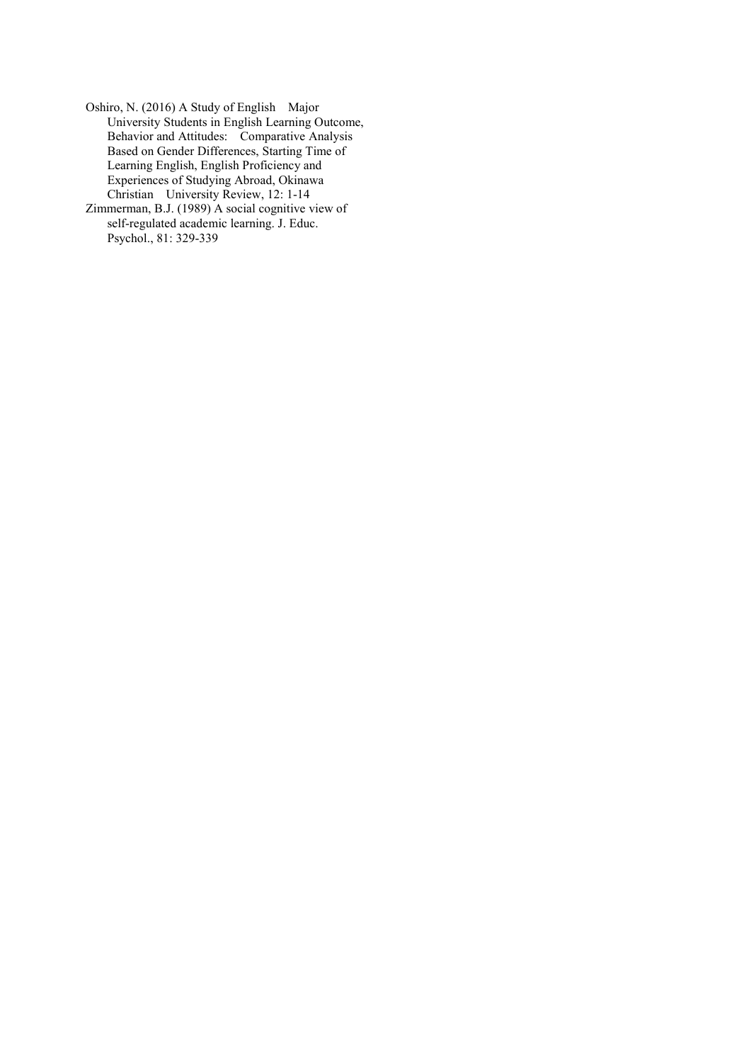Oshiro, N. (2016) A Study of English Major University Students in English Learning Outcome, Behavior and Attitudes: Comparative Analysis Based on Gender Differences, Starting Time of Learning English, English Proficiency and Experiences of Studying Abroad, Okinawa Christian University Review, 12: 1-14

Zimmerman, B.J. (1989) A social cognitive view of self-regulated academic learning. J. Educ. Psychol., 81: 329-339